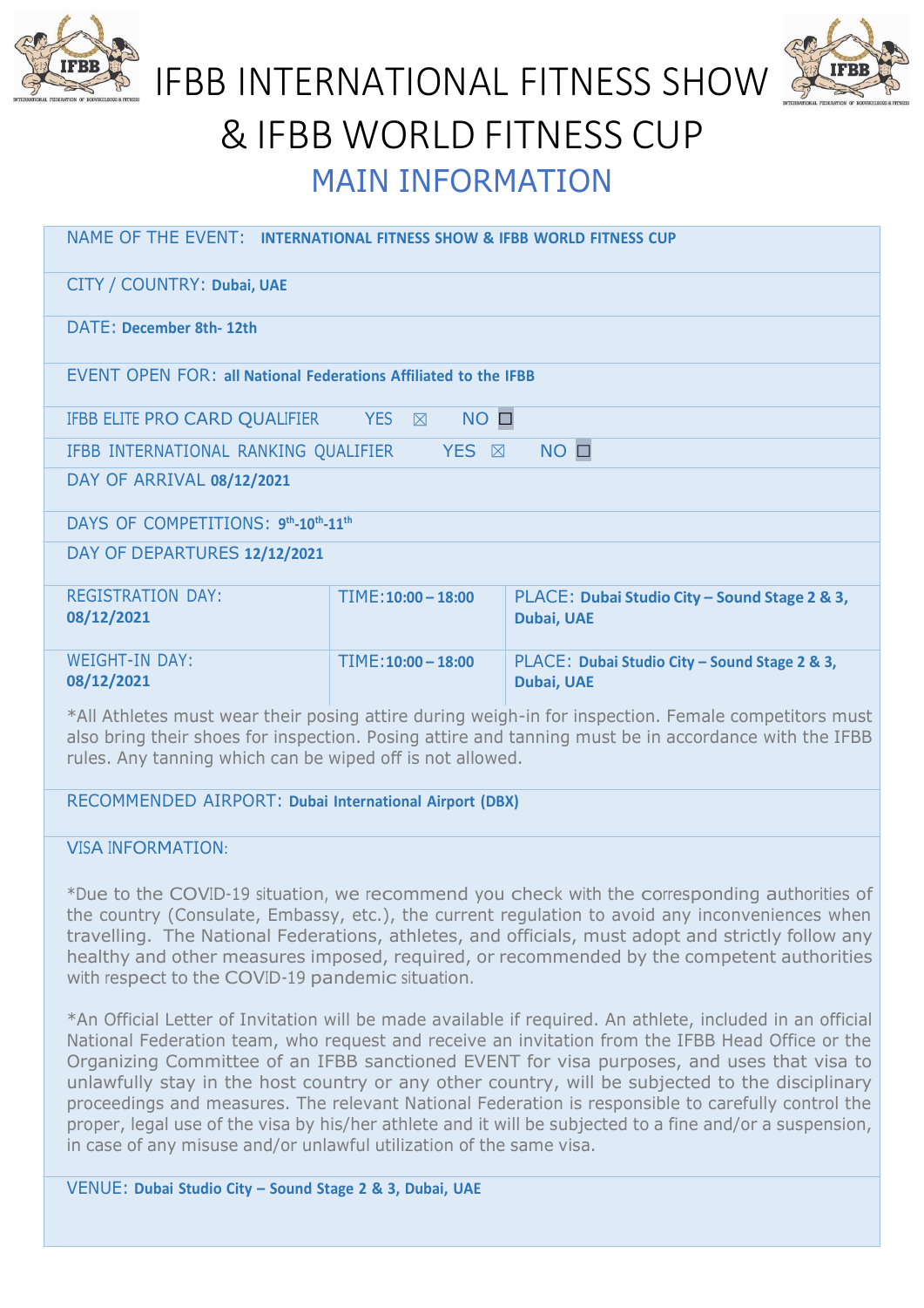# IFBB INTERNATIONAL FITNESS SHOW & IFBB WORLD FITNESS CUP

## MAIN INFORMATION

NAME OF THE EVENT: **INTERNATIONAL FITNESS SHOW & IFBB WORLD FITNESS CUP**

CITY / COUNTRY: **Dubai, UAE**

DATE: **December 8th- 12th**

EVENT OPEN FOR: **all National Federations Affiliated to the IFBB**

IFBB ELITE PRO CARD QUALIFIER YES ☒ NO ☐

IFBB INTERNATIONAL RANKING QUALIFIER YES ☒ NO ☐

DAY OF ARRIVAL **08/12/2021**

DAYS OF COMPETITIONS: **9th-10th-11th**

DAY OF DEPARTURES **12/12/2021**

| | | |
|---|---|---|
| REGISTRATION DAY: **08/12/2021** | TIME: **10:00 – 18:00** | PLACE: **Dubai Studio City – Sound Stage 2 & 3, Dubai, UAE** |
| WEIGHT-IN DAY: **08/12/2021** | TIME: **10:00 – 18:00** | PLACE: **Dubai Studio City – Sound Stage 2 & 3, Dubai, UAE** |

*All Athletes must wear their posing attire during weigh-in for inspection. Female competitors must also bring their shoes for inspection. Posing attire and tanning must be in accordance with the IFBB rules. Any tanning which can be wiped off is not allowed.

RECOMMENDED AIRPORT: **Dubai International Airport (DBX)**

VISA INFORMATION:

*Due to the COVID-19 situation, we recommend you check with the corresponding authorities of the country (Consulate, Embassy, etc.), the current regulation to avoid any inconveniences when travelling. The National Federations, athletes, and officials, must adopt and strictly follow any healthy and other measures imposed, required, or recommended by the competent authorities with respect to the COVID-19 pandemic situation.

*An Official Letter of Invitation will be made available if required. An athlete, included in an official National Federation team, who request and receive an invitation from the IFBB Head Office or the Organizing Committee of an IFBB sanctioned EVENT for visa purposes, and uses that visa to unlawfully stay in the host country or any other country, will be subjected to the disciplinary proceedings and measures. The relevant National Federation is responsible to carefully control the proper, legal use of the visa by his/her athlete and it will be subjected to a fine and/or a suspension, in case of any misuse and/or unlawful utilization of the same visa.

VENUE: **Dubai Studio City – Sound Stage 2 & 3, Dubai, UAE**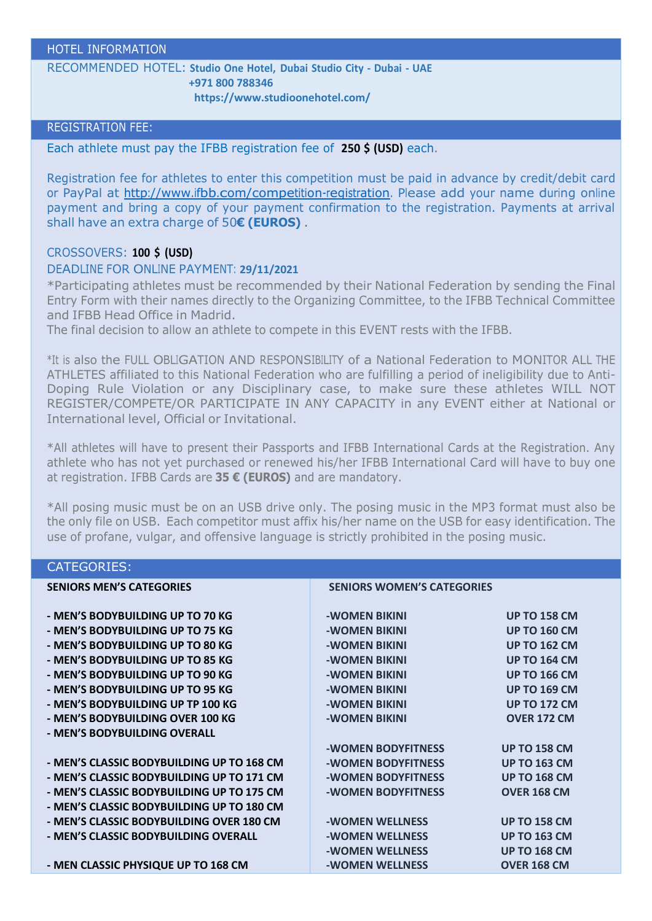## HOTEL INFORMATION

RECOMMENDED HOTEL: **Studio One Hotel, Dubai Studio City - Dubai - UAE**
**+971 800 788346**
**https://www.studioonehotel.com/**

## REGISTRATION FEE:

Each athlete must pay the IFBB registration fee of **250 $ (USD)** each.

Registration fee for athletes to enter this competition must be paid in advance by credit/debit card or PayPal at http://www.ifbb.com/competition-registration. Please add your name during online payment and bring a copy of your payment confirmation to the registration. Payments at arrival shall have an extra charge of 50**€ (EUROS)** .

CROSSOVERS: **100 $ (USD)**

DEADLINE FOR ONLINE PAYMENT: **29/11/2021**

*Participating athletes must be recommended by their National Federation by sending the Final Entry Form with their names directly to the Organizing Committee, to the IFBB Technical Committee and IFBB Head Office in Madrid.
The final decision to allow an athlete to compete in this EVENT rests with the IFBB.

*It is also the FULL OBLIGATION AND RESPONSIBILITY of a National Federation to MONITOR ALL THE ATHLETES affiliated to this National Federation who are fulfilling a period of ineligibility due to Anti-Doping Rule Violation or any Disciplinary case, to make sure these athletes WILL NOT REGISTER/COMPETE/OR PARTICIPATE IN ANY CAPACITY in any EVENT either at National or International level, Official or Invitational.

*All athletes will have to present their Passports and IFBB International Cards at the Registration. Any athlete who has not yet purchased or renewed his/her IFBB International Card will have to buy one at registration. IFBB Cards are **35 € (EUROS)** and are mandatory.

*All posing music must be on an USB drive only. The posing music in the MP3 format must also be the only file on USB. Each competitor must affix his/her name on the USB for easy identification. The use of profane, vulgar, and offensive language is strictly prohibited in the posing music.

## CATEGORIES:

**SENIORS MEN'S CATEGORIES**

- **MEN'S BODYBUILDING UP TO 70 KG**
- **MEN'S BODYBUILDING UP TO 75 KG**
- **MEN'S BODYBUILDING UP TO 80 KG**
- **MEN'S BODYBUILDING UP TO 85 KG**
- **MEN'S BODYBUILDING UP TO 90 KG**
- **MEN'S BODYBUILDING UP TO 95 KG**
- **MEN'S BODYBUILDING UP TP 100 KG**
- **MEN'S BODYBUILDING OVER 100 KG**
- **MEN'S BODYBUILDING OVERALL**

- **MEN'S CLASSIC BODYBUILDING UP TO 168 CM**
- **MEN'S CLASSIC BODYBUILDING UP TO 171 CM**
- **MEN'S CLASSIC BODYBUILDING UP TO 175 CM**
- **MEN'S CLASSIC BODYBUILDING UP TO 180 CM**
- **MEN'S CLASSIC BODYBUILDING OVER 180 CM**
- **MEN'S CLASSIC BODYBUILDING OVERALL**

- **MEN CLASSIC PHYSIQUE UP TO 168 CM**

**SENIORS WOMEN'S CATEGORIES**

| | |
|---|---|
| **-WOMEN BIKINI** | **UP TO 158 CM** |
| **-WOMEN BIKINI** | **UP TO 160 CM** |
| **-WOMEN BIKINI** | **UP TO 162 CM** |
| **-WOMEN BIKINI** | **UP TO 164 CM** |
| **-WOMEN BIKINI** | **UP TO 166 CM** |
| **-WOMEN BIKINI** | **UP TO 169 CM** |
| **-WOMEN BIKINI** | **UP TO 172 CM** |
| **-WOMEN BIKINI** | **OVER 172 CM** |
| **-WOMEN BODYFITNESS** | **UP TO 158 CM** |
| **-WOMEN BODYFITNESS** | **UP TO 163 CM** |
| **-WOMEN BODYFITNESS** | **UP TO 168 CM** |
| **-WOMEN BODYFITNESS** | **OVER 168 CM** |
| **-WOMEN WELLNESS** | **UP TO 158 CM** |
| **-WOMEN WELLNESS** | **UP TO 163 CM** |
| **-WOMEN WELLNESS** | **UP TO 168 CM** |
| **-WOMEN WELLNESS** | **OVER 168 CM** |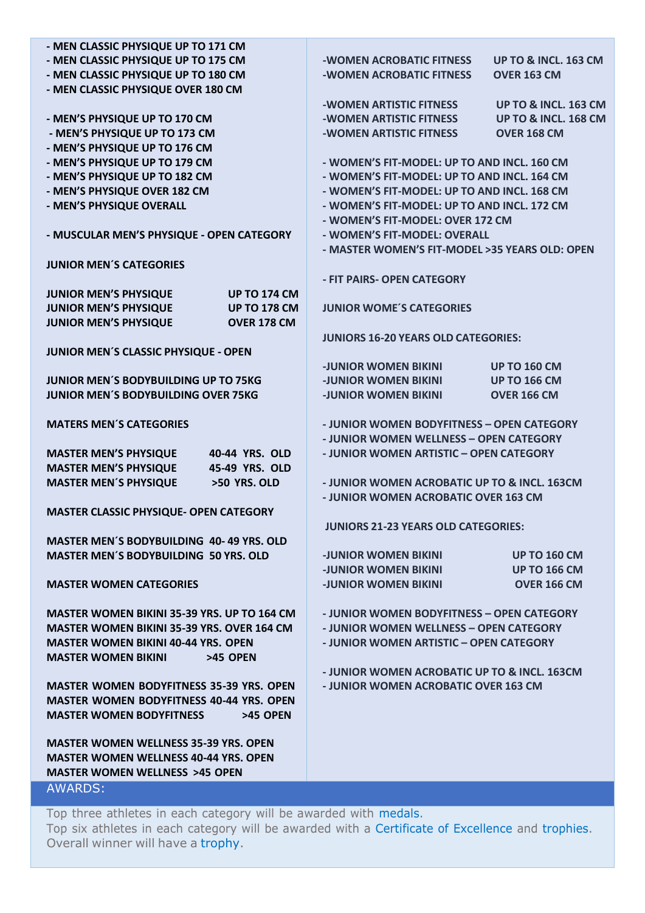- MEN CLASSIC PHYSIQUE UP TO 171 CM
- MEN CLASSIC PHYSIQUE UP TO 175 CM
- MEN CLASSIC PHYSIQUE UP TO 180 CM
- MEN CLASSIC PHYSIQUE OVER 180 CM

- MEN'S PHYSIQUE UP TO 170 CM
- MEN'S PHYSIQUE UP TO 173 CM
- MEN'S PHYSIQUE UP TO 176 CM
- MEN'S PHYSIQUE UP TO 179 CM
- MEN'S PHYSIQUE UP TO 182 CM
- MEN'S PHYSIQUE OVER 182 CM
- MEN'S PHYSIQUE OVERALL

- MUSCULAR MEN'S PHYSIQUE - OPEN CATEGORY

JUNIOR MEN´S CATEGORIES

JUNIOR MEN'S PHYSIQUE UP TO 174 CM
JUNIOR MEN'S PHYSIQUE UP TO 178 CM
JUNIOR MEN'S PHYSIQUE OVER 178 CM

JUNIOR MEN´S CLASSIC PHYSIQUE - OPEN

JUNIOR MEN´S BODYBUILDING UP TO 75KG
JUNIOR MEN´S BODYBUILDING OVER 75KG

MATERS MEN´S CATEGORIES

MASTER MEN'S PHYSIQUE 40-44 YRS. OLD
MASTER MEN'S PHYSIQUE 45-49 YRS. OLD
MASTER MEN´S PHYSIQUE >50 YRS. OLD

MASTER CLASSIC PHYSIQUE- OPEN CATEGORY

MASTER MEN´S BODYBUILDING 40- 49 YRS. OLD
MASTER MEN´S BODYBUILDING 50 YRS. OLD

MASTER WOMEN CATEGORIES

MASTER WOMEN BIKINI 35-39 YRS. UP TO 164 CM
MASTER WOMEN BIKINI 35-39 YRS. OVER 164 CM
MASTER WOMEN BIKINI 40-44 YRS. OPEN
MASTER WOMEN BIKINI >45 OPEN

MASTER WOMEN BODYFITNESS 35-39 YRS. OPEN
MASTER WOMEN BODYFITNESS 40-44 YRS. OPEN
MASTER WOMEN BODYFITNESS >45 OPEN

MASTER WOMEN WELLNESS 35-39 YRS. OPEN
MASTER WOMEN WELLNESS 40-44 YRS. OPEN
MASTER WOMEN WELLNESS >45 OPEN

-WOMEN ACROBATIC FITNESS UP TO & INCL. 163 CM
-WOMEN ACROBATIC FITNESS OVER 163 CM

-WOMEN ARTISTIC FITNESS UP TO & INCL. 163 CM
-WOMEN ARTISTIC FITNESS UP TO & INCL. 168 CM
-WOMEN ARTISTIC FITNESS OVER 168 CM

- WOMEN'S FIT-MODEL: UP TO AND INCL. 160 CM
- WOMEN'S FIT-MODEL: UP TO AND INCL. 164 CM
- WOMEN'S FIT-MODEL: UP TO AND INCL. 168 CM
- WOMEN'S FIT-MODEL: UP TO AND INCL. 172 CM
- WOMEN'S FIT-MODEL: OVER 172 CM
- WOMEN'S FIT-MODEL: OVERALL
- MASTER WOMEN'S FIT-MODEL >35 YEARS OLD: OPEN

- FIT PAIRS- OPEN CATEGORY

JUNIOR WOME´S CATEGORIES

JUNIORS 16-20 YEARS OLD CATEGORIES:

-JUNIOR WOMEN BIKINI UP TO 160 CM
-JUNIOR WOMEN BIKINI UP TO 166 CM
-JUNIOR WOMEN BIKINI OVER 166 CM

- JUNIOR WOMEN BODYFITNESS – OPEN CATEGORY
- JUNIOR WOMEN WELLNESS – OPEN CATEGORY
- JUNIOR WOMEN ARTISTIC – OPEN CATEGORY

- JUNIOR WOMEN ACROBATIC UP TO & INCL. 163CM
- JUNIOR WOMEN ACROBATIC OVER 163 CM

JUNIORS 21-23 YEARS OLD CATEGORIES:

-JUNIOR WOMEN BIKINI UP TO 160 CM
-JUNIOR WOMEN BIKINI UP TO 166 CM
-JUNIOR WOMEN BIKINI OVER 166 CM

- JUNIOR WOMEN BODYFITNESS – OPEN CATEGORY
- JUNIOR WOMEN WELLNESS – OPEN CATEGORY
- JUNIOR WOMEN ARTISTIC – OPEN CATEGORY

- JUNIOR WOMEN ACROBATIC UP TO & INCL. 163CM
- JUNIOR WOMEN ACROBATIC OVER 163 CM

## AWARDS:

Top three athletes in each category will be awarded with medals.
Top six athletes in each category will be awarded with a Certificate of Excellence and trophies.
Overall winner will have a trophy.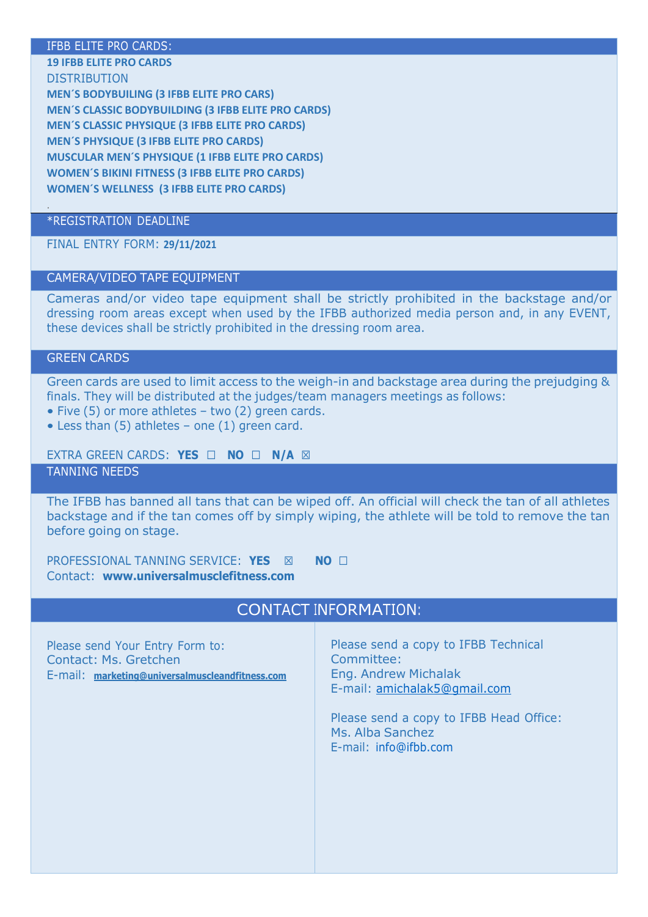## IFBB ELITE PRO CARDS:

**19 IFBB ELITE PRO CARDS**

DISTRIBUTION

**MEN´S BODYBUILING (3 IFBB ELITE PRO CARS)**
**MEN´S CLASSIC BODYBUILDING (3 IFBB ELITE PRO CARDS)**
**MEN´S CLASSIC PHYSIQUE (3 IFBB ELITE PRO CARDS)**
**MEN´S PHYSIQUE (3 IFBB ELITE PRO CARDS)**
**MUSCULAR MEN´S PHYSIQUE (1 IFBB ELITE PRO CARDS)**
**WOMEN´S BIKINI FITNESS (3 IFBB ELITE PRO CARDS)**
**WOMEN´S WELLNESS (3 IFBB ELITE PRO CARDS)**

.

## *REGISTRATION DEADLINE

FINAL ENTRY FORM: **29/11/2021**

## CAMERA/VIDEO TAPE EQUIPMENT

Cameras and/or video tape equipment shall be strictly prohibited in the backstage and/or dressing room areas except when used by the IFBB authorized media person and, in any EVENT, these devices shall be strictly prohibited in the dressing room area.

## GREEN CARDS

Green cards are used to limit access to the weigh-in and backstage area during the prejudging & finals. They will be distributed at the judges/team managers meetings as follows:

- Five (5) or more athletes – two (2) green cards.
- Less than (5) athletes – one (1) green card.

EXTRA GREEN CARDS: **YES** ☐ **NO** ☐ **N/A** ☒

## TANNING NEEDS

The IFBB has banned all tans that can be wiped off. An official will check the tan of all athletes backstage and if the tan comes off by simply wiping, the athlete will be told to remove the tan before going on stage.

PROFESSIONAL TANNING SERVICE: **YES** ☒ **NO** ☐
Contact: **www.universalmusclefitness.com**

## CONTACT INFORMATION:

Please send Your Entry Form to:
Contact: Ms. Gretchen
E-mail: **marketing@universalmuscleandfitness.com**

Please send a copy to IFBB Technical Committee:
Eng. Andrew Michalak
E-mail: amichalak5@gmail.com

Please send a copy to IFBB Head Office:
Ms. Alba Sanchez
E-mail: info@ifbb.com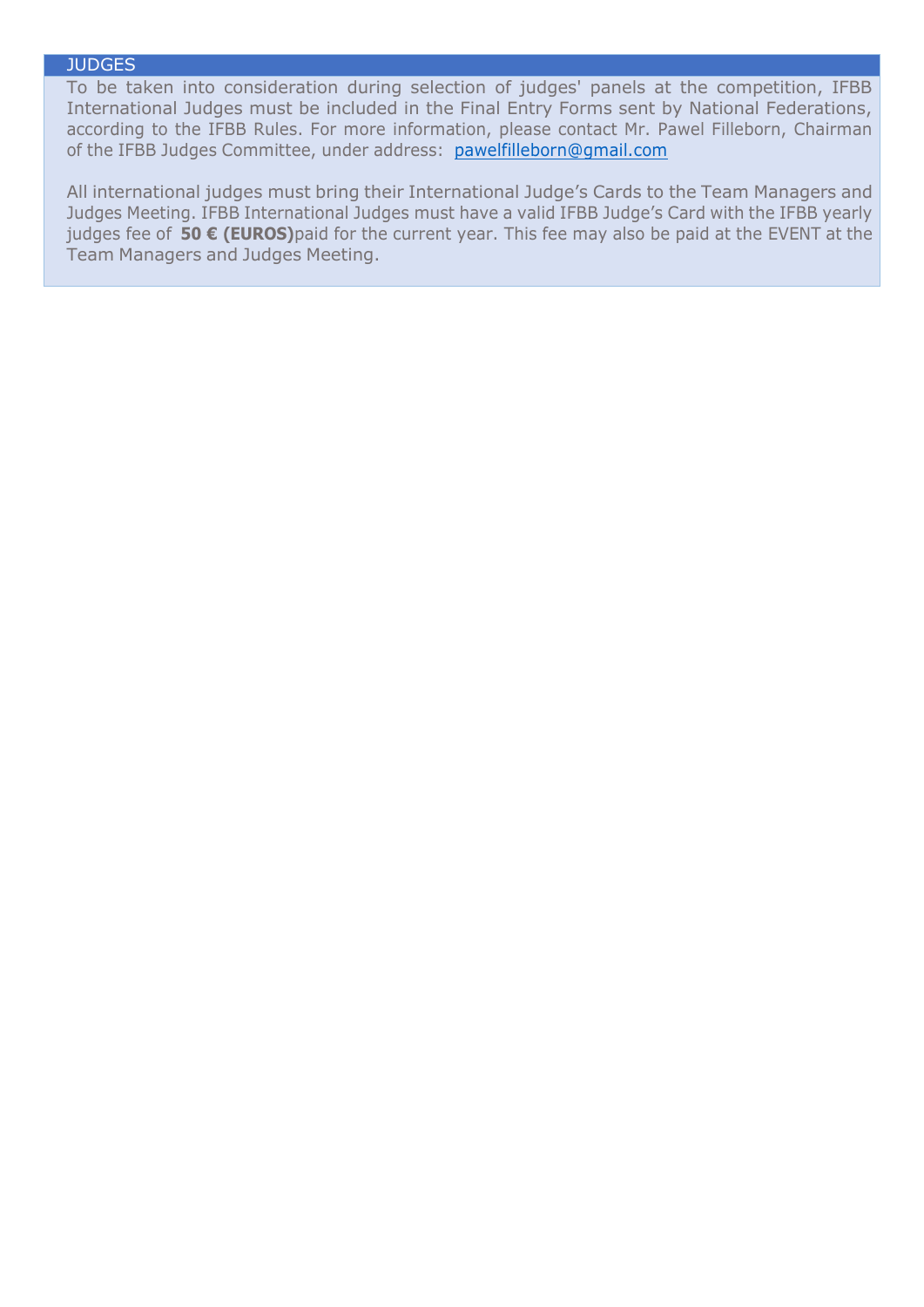## JUDGES

To be taken into consideration during selection of judges' panels at the competition, IFBB International Judges must be included in the Final Entry Forms sent by National Federations, according to the IFBB Rules. For more information, please contact Mr. Pawel Filleborn, Chairman of the IFBB Judges Committee, under address: pawelfilleborn@gmail.com

All international judges must bring their International Judge's Cards to the Team Managers and Judges Meeting. IFBB International Judges must have a valid IFBB Judge's Card with the IFBB yearly judges fee of **50 € (EUROS)**paid for the current year. This fee may also be paid at the EVENT at the Team Managers and Judges Meeting.